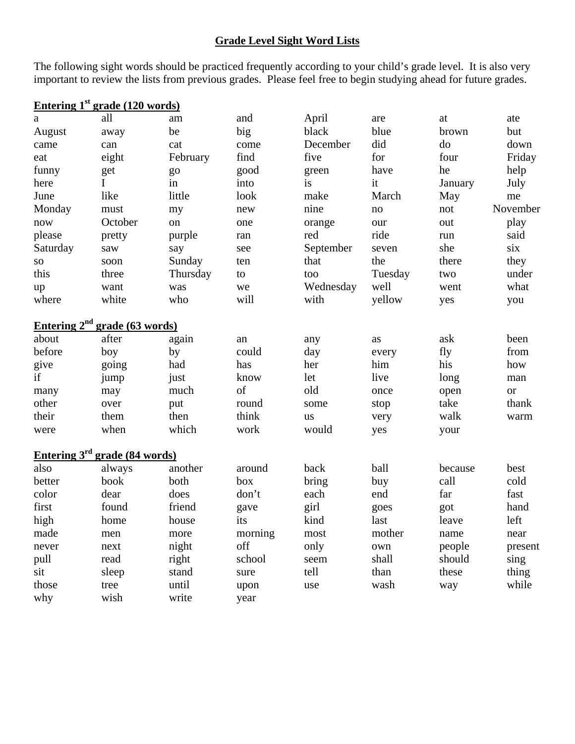# Grade Level Sight Word Lists

The following sight words should be practiced frequently according to your child's grade level. It is also very important to review the lists from previous grades. Please feel free to begin studying ahead for future grades.

**Entering 1st grade (120 words)**

| | | | | | | | |
|---|---|---|---|---|---|---|---|
| a | all | am | and | April | are | at | ate |
| August | away | be | big | black | blue | brown | but |
| came | can | cat | come | December | did | do | down |
| eat | eight | February | find | five | for | four | Friday |
| funny | get | go | good | green | have | he | help |
| here | I | in | into | is | it | January | July |
| June | like | little | look | make | March | May | me |
| Monday | must | my | new | nine | no | not | November |
| now | October | on | one | orange | our | out | play |
| please | pretty | purple | ran | red | ride | run | said |
| Saturday | saw | say | see | September | seven | she | six |
| so | soon | Sunday | ten | that | the | there | they |
| this | three | Thursday | to | too | Tuesday | two | under |
| up | want | was | we | Wednesday | well | went | what |
| where | white | who | will | with | yellow | yes | you |

**Entering 2nd grade (63 words)**

| | | | | | | | |
|---|---|---|---|---|---|---|---|
| about | after | again | an | any | as | ask | been |
| before | boy | by | could | day | every | fly | from |
| give | going | had | has | her | him | his | how |
| if | jump | just | know | let | live | long | man |
| many | may | much | of | old | once | open | or |
| other | over | put | round | some | stop | take | thank |
| their | them | then | think | us | very | walk | warm |
| were | when | which | work | would | yes | your | |

**Entering 3rd grade (84 words)**

| | | | | | | | |
|---|---|---|---|---|---|---|---|
| also | always | another | around | back | ball | because | best |
| better | book | both | box | bring | buy | call | cold |
| color | dear | does | don't | each | end | far | fast |
| first | found | friend | gave | girl | goes | got | hand |
| high | home | house | its | kind | last | leave | left |
| made | men | more | morning | most | mother | name | near |
| never | next | night | off | only | own | people | present |
| pull | read | right | school | seem | shall | should | sing |
| sit | sleep | stand | sure | tell | than | these | thing |
| those | tree | until | upon | use | wash | way | while |
| why | wish | write | year | | | | |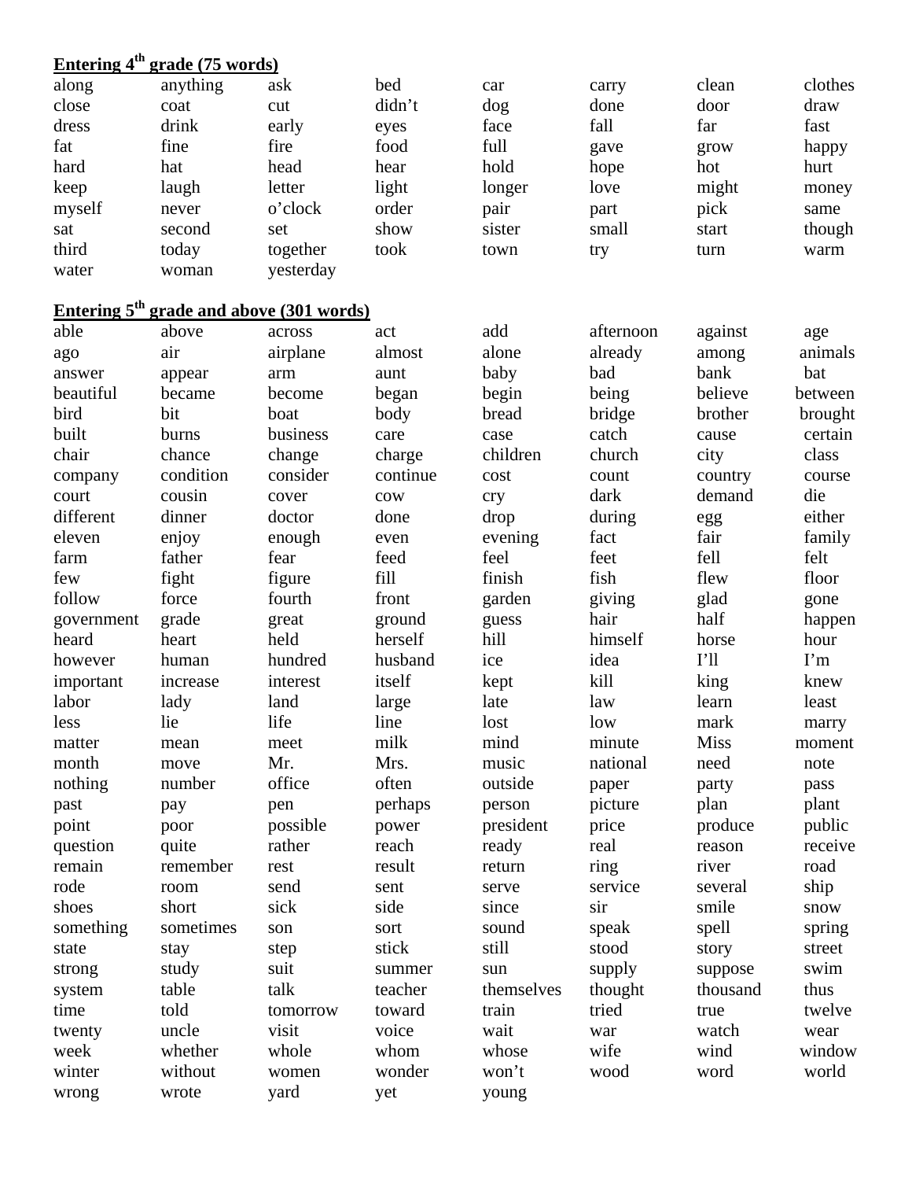**Entering 4th grade (75 words)**

| | | | | | | | |
|---|---|---|---|---|---|---|---|
| along | anything | ask | bed | car | carry | clean | clothes |
| close | coat | cut | didn't | dog | done | door | draw |
| dress | drink | early | eyes | face | fall | far | fast |
| fat | fine | fire | food | full | gave | grow | happy |
| hard | hat | head | hear | hold | hope | hot | hurt |
| keep | laugh | letter | light | longer | love | might | money |
| myself | never | o'clock | order | pair | part | pick | same |
| sat | second | set | show | sister | small | start | though |
| third | today | together | took | town | try | turn | warm |
| water | woman | yesterday | | | | | |

**Entering 5th grade and above (301 words)**

| | | | | | | | |
|---|---|---|---|---|---|---|---|
| able | above | across | act | add | afternoon | against | age |
| ago | air | airplane | almost | alone | already | among | animals |
| answer | appear | arm | aunt | baby | bad | bank | bat |
| beautiful | became | become | began | begin | being | believe | between |
| bird | bit | boat | body | bread | bridge | brother | brought |
| built | burns | business | care | case | catch | cause | certain |
| chair | chance | change | charge | children | church | city | class |
| company | condition | consider | continue | cost | count | country | course |
| court | cousin | cover | cow | cry | dark | demand | die |
| different | dinner | doctor | done | drop | during | egg | either |
| eleven | enjoy | enough | even | evening | fact | fair | family |
| farm | father | fear | feed | feel | feet | fell | felt |
| few | fight | figure | fill | finish | fish | flew | floor |
| follow | force | fourth | front | garden | giving | glad | gone |
| government | grade | great | ground | guess | hair | half | happen |
| heard | heart | held | herself | hill | himself | horse | hour |
| however | human | hundred | husband | ice | idea | I'll | I'm |
| important | increase | interest | itself | kept | kill | king | knew |
| labor | lady | land | large | late | law | learn | least |
| less | lie | life | line | lost | low | mark | marry |
| matter | mean | meet | milk | mind | minute | Miss | moment |
| month | move | Mr. | Mrs. | music | national | need | note |
| nothing | number | office | often | outside | paper | party | pass |
| past | pay | pen | perhaps | person | picture | plan | plant |
| point | poor | possible | power | president | price | produce | public |
| question | quite | rather | reach | ready | real | reason | receive |
| remain | remember | rest | result | return | ring | river | road |
| rode | room | send | sent | serve | service | several | ship |
| shoes | short | sick | side | since | sir | smile | snow |
| something | sometimes | son | sort | sound | speak | spell | spring |
| state | stay | step | stick | still | stood | story | street |
| strong | study | suit | summer | sun | supply | suppose | swim |
| system | table | talk | teacher | themselves | thought | thousand | thus |
| time | told | tomorrow | toward | train | tried | true | twelve |
| twenty | uncle | visit | voice | wait | war | watch | wear |
| week | whether | whole | whom | whose | wife | wind | window |
| winter | without | women | wonder | won't | wood | word | world |
| wrong | wrote | yard | yet | young | | | |